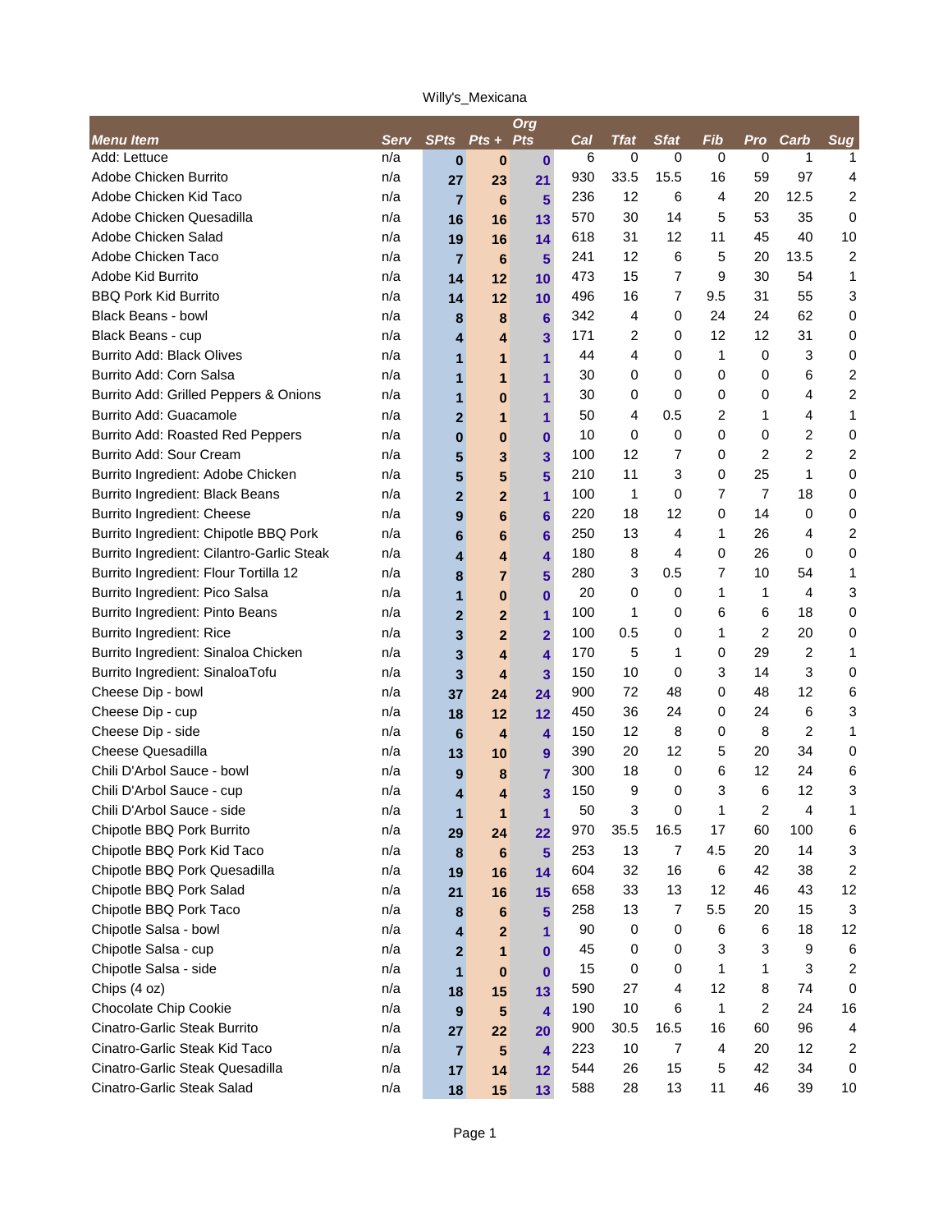Willy's_Mexicana

| Menu Item | Serv | SPts | Pts + | Org Pts | Cal | Tfat | Sfat | Fib | Pro | Carb | Sug |
|---|---|---|---|---|---|---|---|---|---|---|---|
| Add: Lettuce | n/a | 0 | 0 | 0 | 6 | 0 | 0 | 0 | 0 | 1 | 1 |
| Adobe Chicken Burrito | n/a | 27 | 23 | 21 | 930 | 33.5 | 15.5 | 16 | 59 | 97 | 4 |
| Adobe Chicken Kid Taco | n/a | 7 | 6 | 5 | 236 | 12 | 6 | 4 | 20 | 12.5 | 2 |
| Adobe Chicken Quesadilla | n/a | 16 | 16 | 13 | 570 | 30 | 14 | 5 | 53 | 35 | 0 |
| Adobe Chicken Salad | n/a | 19 | 16 | 14 | 618 | 31 | 12 | 11 | 45 | 40 | 10 |
| Adobe Chicken Taco | n/a | 7 | 6 | 5 | 241 | 12 | 6 | 5 | 20 | 13.5 | 2 |
| Adobe Kid Burrito | n/a | 14 | 12 | 10 | 473 | 15 | 7 | 9 | 30 | 54 | 1 |
| BBQ Pork Kid Burrito | n/a | 14 | 12 | 10 | 496 | 16 | 7 | 9.5 | 31 | 55 | 3 |
| Black Beans - bowl | n/a | 8 | 8 | 6 | 342 | 4 | 0 | 24 | 24 | 62 | 0 |
| Black Beans - cup | n/a | 4 | 4 | 3 | 171 | 2 | 0 | 12 | 12 | 31 | 0 |
| Burrito Add: Black Olives | n/a | 1 | 1 | 1 | 44 | 4 | 0 | 1 | 0 | 3 | 0 |
| Burrito Add: Corn Salsa | n/a | 1 | 1 | 1 | 30 | 0 | 0 | 0 | 0 | 6 | 2 |
| Burrito Add: Grilled Peppers & Onions | n/a | 1 | 0 | 1 | 30 | 0 | 0 | 0 | 0 | 4 | 2 |
| Burrito Add: Guacamole | n/a | 2 | 1 | 1 | 50 | 4 | 0.5 | 2 | 1 | 4 | 1 |
| Burrito Add: Roasted Red Peppers | n/a | 0 | 0 | 0 | 10 | 0 | 0 | 0 | 0 | 2 | 0 |
| Burrito Add: Sour Cream | n/a | 5 | 3 | 3 | 100 | 12 | 7 | 0 | 2 | 2 | 2 |
| Burrito Ingredient: Adobe Chicken | n/a | 5 | 5 | 5 | 210 | 11 | 3 | 0 | 25 | 1 | 0 |
| Burrito Ingredient: Black Beans | n/a | 2 | 2 | 1 | 100 | 1 | 0 | 7 | 7 | 18 | 0 |
| Burrito Ingredient: Cheese | n/a | 9 | 6 | 6 | 220 | 18 | 12 | 0 | 14 | 0 | 0 |
| Burrito Ingredient: Chipotle BBQ Pork | n/a | 6 | 6 | 6 | 250 | 13 | 4 | 1 | 26 | 4 | 2 |
| Burrito Ingredient: Cilantro-Garlic Steak | n/a | 4 | 4 | 4 | 180 | 8 | 4 | 0 | 26 | 0 | 0 |
| Burrito Ingredient: Flour Tortilla 12 | n/a | 8 | 7 | 5 | 280 | 3 | 0.5 | 7 | 10 | 54 | 1 |
| Burrito Ingredient: Pico Salsa | n/a | 1 | 0 | 0 | 20 | 0 | 0 | 1 | 1 | 4 | 3 |
| Burrito Ingredient: Pinto Beans | n/a | 2 | 2 | 1 | 100 | 1 | 0 | 6 | 6 | 18 | 0 |
| Burrito Ingredient: Rice | n/a | 3 | 2 | 2 | 100 | 0.5 | 0 | 1 | 2 | 20 | 0 |
| Burrito Ingredient: Sinaloa Chicken | n/a | 3 | 4 | 4 | 170 | 5 | 1 | 0 | 29 | 2 | 1 |
| Burrito Ingredient: SinaloaTofu | n/a | 3 | 4 | 3 | 150 | 10 | 0 | 3 | 14 | 3 | 0 |
| Cheese Dip - bowl | n/a | 37 | 24 | 24 | 900 | 72 | 48 | 0 | 48 | 12 | 6 |
| Cheese Dip - cup | n/a | 18 | 12 | 12 | 450 | 36 | 24 | 0 | 24 | 6 | 3 |
| Cheese Dip - side | n/a | 6 | 4 | 4 | 150 | 12 | 8 | 0 | 8 | 2 | 1 |
| Cheese Quesadilla | n/a | 13 | 10 | 9 | 390 | 20 | 12 | 5 | 20 | 34 | 0 |
| Chili D'Arbol Sauce - bowl | n/a | 9 | 8 | 7 | 300 | 18 | 0 | 6 | 12 | 24 | 6 |
| Chili D'Arbol Sauce - cup | n/a | 4 | 4 | 3 | 150 | 9 | 0 | 3 | 6 | 12 | 3 |
| Chili D'Arbol Sauce - side | n/a | 1 | 1 | 1 | 50 | 3 | 0 | 1 | 2 | 4 | 1 |
| Chipotle BBQ Pork Burrito | n/a | 29 | 24 | 22 | 970 | 35.5 | 16.5 | 17 | 60 | 100 | 6 |
| Chipotle BBQ Pork Kid Taco | n/a | 8 | 6 | 5 | 253 | 13 | 7 | 4.5 | 20 | 14 | 3 |
| Chipotle BBQ Pork Quesadilla | n/a | 19 | 16 | 14 | 604 | 32 | 16 | 6 | 42 | 38 | 2 |
| Chipotle BBQ Pork Salad | n/a | 21 | 16 | 15 | 658 | 33 | 13 | 12 | 46 | 43 | 12 |
| Chipotle BBQ Pork Taco | n/a | 8 | 6 | 5 | 258 | 13 | 7 | 5.5 | 20 | 15 | 3 |
| Chipotle Salsa - bowl | n/a | 4 | 2 | 1 | 90 | 0 | 0 | 6 | 6 | 18 | 12 |
| Chipotle Salsa - cup | n/a | 2 | 1 | 0 | 45 | 0 | 0 | 3 | 3 | 9 | 6 |
| Chipotle Salsa - side | n/a | 1 | 0 | 0 | 15 | 0 | 0 | 1 | 1 | 3 | 2 |
| Chips (4 oz) | n/a | 18 | 15 | 13 | 590 | 27 | 4 | 12 | 8 | 74 | 0 |
| Chocolate Chip Cookie | n/a | 9 | 5 | 4 | 190 | 10 | 6 | 1 | 2 | 24 | 16 |
| Cinatro-Garlic Steak Burrito | n/a | 27 | 22 | 20 | 900 | 30.5 | 16.5 | 16 | 60 | 96 | 4 |
| Cinatro-Garlic Steak Kid Taco | n/a | 7 | 5 | 4 | 223 | 10 | 7 | 4 | 20 | 12 | 2 |
| Cinatro-Garlic Steak Quesadilla | n/a | 17 | 14 | 12 | 544 | 26 | 15 | 5 | 42 | 34 | 0 |
| Cinatro-Garlic Steak Salad | n/a | 18 | 15 | 13 | 588 | 28 | 13 | 11 | 46 | 39 | 10 |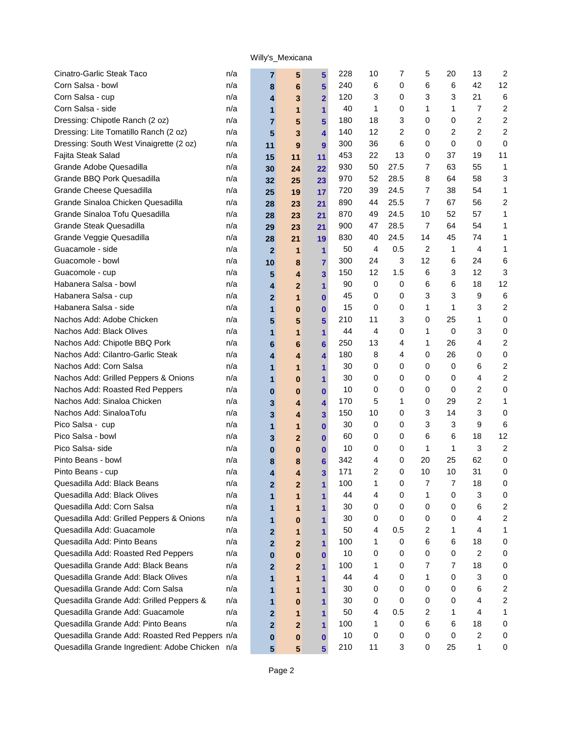Willy's_Mexicana

| | | | | | | | | | | | | |
|---|---|---|---|---|---|---|---|---|---|---|---|---|
| Cinatro-Garlic Steak Taco | n/a | **7** | **5** | **5** | 228 | 10 | 7 | 5 | 20 | 13 | 2 |
| Corn Salsa - bowl | n/a | **8** | **6** | **5** | 240 | 6 | 0 | 6 | 6 | 42 | 12 |
| Corn Salsa - cup | n/a | **4** | **3** | **2** | 120 | 3 | 0 | 3 | 3 | 21 | 6 |
| Corn Salsa - side | n/a | **1** | **1** | **1** | 40 | 1 | 0 | 1 | 1 | 7 | 2 |
| Dressing: Chipotle Ranch (2 oz) | n/a | **7** | **5** | **5** | 180 | 18 | 3 | 0 | 0 | 2 | 2 |
| Dressing: Lite Tomatillo Ranch (2 oz) | n/a | **5** | **3** | **4** | 140 | 12 | 2 | 0 | 2 | 2 | 2 |
| Dressing: South West Vinaigrette (2 oz) | n/a | **11** | **9** | **9** | 300 | 36 | 6 | 0 | 0 | 0 | 0 |
| Fajita Steak Salad | n/a | **15** | **11** | **11** | 453 | 22 | 13 | 0 | 37 | 19 | 11 |
| Grande Adobe Quesadilla | n/a | **30** | **24** | **22** | 930 | 50 | 27.5 | 7 | 63 | 55 | 1 |
| Grande BBQ Pork Quesadilla | n/a | **32** | **25** | **23** | 970 | 52 | 28.5 | 8 | 64 | 58 | 3 |
| Grande Cheese Quesadilla | n/a | **25** | **19** | **17** | 720 | 39 | 24.5 | 7 | 38 | 54 | 1 |
| Grande Sinaloa Chicken Quesadilla | n/a | **28** | **23** | **21** | 890 | 44 | 25.5 | 7 | 67 | 56 | 2 |
| Grande Sinaloa Tofu Quesadilla | n/a | **28** | **23** | **21** | 870 | 49 | 24.5 | 10 | 52 | 57 | 1 |
| Grande Steak Quesadilla | n/a | **29** | **23** | **21** | 900 | 47 | 28.5 | 7 | 64 | 54 | 1 |
| Grande Veggie Quesadilla | n/a | **28** | **21** | **19** | 830 | 40 | 24.5 | 14 | 45 | 74 | 1 |
| Guacamole - side | n/a | **2** | **1** | **1** | 50 | 4 | 0.5 | 2 | 1 | 4 | 1 |
| Guacomole - bowl | n/a | **10** | **8** | **7** | 300 | 24 | 3 | 12 | 6 | 24 | 6 |
| Guacomole - cup | n/a | **5** | **4** | **3** | 150 | 12 | 1.5 | 6 | 3 | 12 | 3 |
| Habanera Salsa - bowl | n/a | **4** | **2** | **1** | 90 | 0 | 0 | 6 | 6 | 18 | 12 |
| Habanera Salsa - cup | n/a | **2** | **1** | **0** | 45 | 0 | 0 | 3 | 3 | 9 | 6 |
| Habanera Salsa - side | n/a | **1** | **0** | **0** | 15 | 0 | 0 | 1 | 1 | 3 | 2 |
| Nachos Add: Adobe Chicken | n/a | **5** | **5** | **5** | 210 | 11 | 3 | 0 | 25 | 1 | 0 |
| Nachos Add: Black Olives | n/a | **1** | **1** | **1** | 44 | 4 | 0 | 1 | 0 | 3 | 0 |
| Nachos Add: Chipotle BBQ Pork | n/a | **6** | **6** | **6** | 250 | 13 | 4 | 1 | 26 | 4 | 2 |
| Nachos Add: Cilantro-Garlic Steak | n/a | **4** | **4** | **4** | 180 | 8 | 4 | 0 | 26 | 0 | 0 |
| Nachos Add: Corn Salsa | n/a | **1** | **1** | **1** | 30 | 0 | 0 | 0 | 0 | 6 | 2 |
| Nachos Add: Grilled Peppers & Onions | n/a | **1** | **0** | **1** | 30 | 0 | 0 | 0 | 0 | 4 | 2 |
| Nachos Add: Roasted Red Peppers | n/a | **0** | **0** | **0** | 10 | 0 | 0 | 0 | 0 | 2 | 0 |
| Nachos Add: Sinaloa Chicken | n/a | **3** | **4** | **4** | 170 | 5 | 1 | 0 | 29 | 2 | 1 |
| Nachos Add: SinaloaTofu | n/a | **3** | **4** | **3** | 150 | 10 | 0 | 3 | 14 | 3 | 0 |
| Pico Salsa - cup | n/a | **1** | **1** | **0** | 30 | 0 | 0 | 3 | 3 | 9 | 6 |
| Pico Salsa - bowl | n/a | **3** | **2** | **0** | 60 | 0 | 0 | 6 | 6 | 18 | 12 |
| Pico Salsa- side | n/a | **0** | **0** | **0** | 10 | 0 | 0 | 1 | 1 | 3 | 2 |
| Pinto Beans - bowl | n/a | **8** | **8** | **6** | 342 | 4 | 0 | 20 | 25 | 62 | 0 |
| Pinto Beans - cup | n/a | **4** | **4** | **3** | 171 | 2 | 0 | 10 | 10 | 31 | 0 |
| Quesadilla Add: Black Beans | n/a | **2** | **2** | **1** | 100 | 1 | 0 | 7 | 7 | 18 | 0 |
| Quesadilla Add: Black Olives | n/a | **1** | **1** | **1** | 44 | 4 | 0 | 1 | 0 | 3 | 0 |
| Quesadilla Add: Corn Salsa | n/a | **1** | **1** | **1** | 30 | 0 | 0 | 0 | 0 | 6 | 2 |
| Quesadilla Add: Grilled Peppers & Onions | n/a | **1** | **0** | **1** | 30 | 0 | 0 | 0 | 0 | 4 | 2 |
| Quesadilla Add: Guacamole | n/a | **2** | **1** | **1** | 50 | 4 | 0.5 | 2 | 1 | 4 | 1 |
| Quesadilla Add: Pinto Beans | n/a | **2** | **2** | **1** | 100 | 1 | 0 | 6 | 6 | 18 | 0 |
| Quesadilla Add: Roasted Red Peppers | n/a | **0** | **0** | **0** | 10 | 0 | 0 | 0 | 0 | 2 | 0 |
| Quesadilla Grande Add: Black Beans | n/a | **2** | **2** | **1** | 100 | 1 | 0 | 7 | 7 | 18 | 0 |
| Quesadilla Grande Add: Black Olives | n/a | **1** | **1** | **1** | 44 | 4 | 0 | 1 | 0 | 3 | 0 |
| Quesadilla Grande Add: Corn Salsa | n/a | **1** | **1** | **1** | 30 | 0 | 0 | 0 | 0 | 6 | 2 |
| Quesadilla Grande Add: Grilled Peppers & | n/a | **1** | **0** | **1** | 30 | 0 | 0 | 0 | 0 | 4 | 2 |
| Quesadilla Grande Add: Guacamole | n/a | **2** | **1** | **1** | 50 | 4 | 0.5 | 2 | 1 | 4 | 1 |
| Quesadilla Grande Add: Pinto Beans | n/a | **2** | **2** | **1** | 100 | 1 | 0 | 6 | 6 | 18 | 0 |
| Quesadilla Grande Add: Roasted Red Peppers | n/a | **0** | **0** | **0** | 10 | 0 | 0 | 0 | 0 | 2 | 0 |
| Quesadilla Grande Ingredient: Adobe Chicken | n/a | **5** | **5** | **5** | 210 | 11 | 3 | 0 | 25 | 1 | 0 |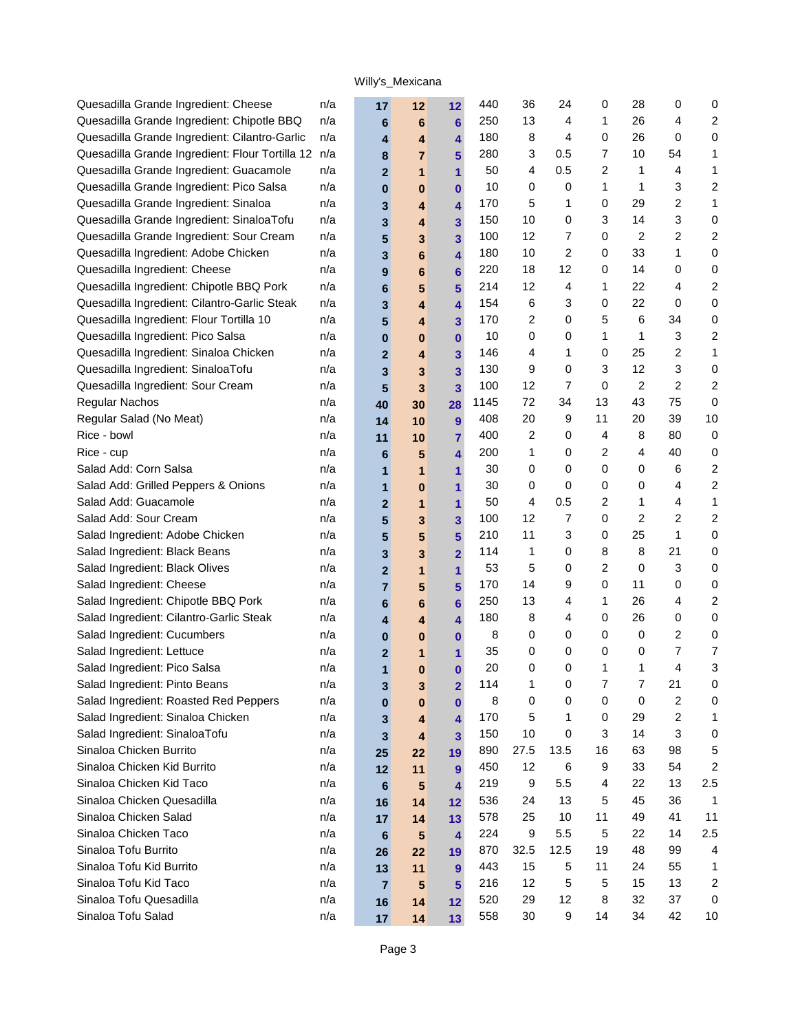Willy's_Mexicana

| | | | | | | | | | | | | |
|---|---|---|---|---|---|---|---|---|---|---|---|---|
| Quesadilla Grande Ingredient: Cheese | n/a | **17** | **12** | **12** | 440 | 36 | 24 | 0 | 28 | 0 | 0 |
| Quesadilla Grande Ingredient: Chipotle BBQ | n/a | **6** | **6** | **6** | 250 | 13 | 4 | 1 | 26 | 4 | 2 |
| Quesadilla Grande Ingredient: Cilantro-Garlic | n/a | **4** | **4** | **4** | 180 | 8 | 4 | 0 | 26 | 0 | 0 |
| Quesadilla Grande Ingredient: Flour Tortilla 12 | n/a | **8** | **7** | **5** | 280 | 3 | 0.5 | 7 | 10 | 54 | 1 |
| Quesadilla Grande Ingredient: Guacamole | n/a | **2** | **1** | **1** | 50 | 4 | 0.5 | 2 | 1 | 4 | 1 |
| Quesadilla Grande Ingredient: Pico Salsa | n/a | **0** | **0** | **0** | 10 | 0 | 0 | 1 | 1 | 3 | 2 |
| Quesadilla Grande Ingredient: Sinaloa | n/a | **3** | **4** | **4** | 170 | 5 | 1 | 0 | 29 | 2 | 1 |
| Quesadilla Grande Ingredient: SinaloaTofu | n/a | **3** | **4** | **3** | 150 | 10 | 0 | 3 | 14 | 3 | 0 |
| Quesadilla Grande Ingredient: Sour Cream | n/a | **5** | **3** | **3** | 100 | 12 | 7 | 0 | 2 | 2 | 2 |
| Quesadilla Ingredient: Adobe Chicken | n/a | **3** | **6** | **4** | 180 | 10 | 2 | 0 | 33 | 1 | 0 |
| Quesadilla Ingredient: Cheese | n/a | **9** | **6** | **6** | 220 | 18 | 12 | 0 | 14 | 0 | 0 |
| Quesadilla Ingredient: Chipotle BBQ Pork | n/a | **6** | **5** | **5** | 214 | 12 | 4 | 1 | 22 | 4 | 2 |
| Quesadilla Ingredient: Cilantro-Garlic Steak | n/a | **3** | **4** | **4** | 154 | 6 | 3 | 0 | 22 | 0 | 0 |
| Quesadilla Ingredient: Flour Tortilla 10 | n/a | **5** | **4** | **3** | 170 | 2 | 0 | 5 | 6 | 34 | 0 |
| Quesadilla Ingredient: Pico Salsa | n/a | **0** | **0** | **0** | 10 | 0 | 0 | 1 | 1 | 3 | 2 |
| Quesadilla Ingredient: Sinaloa Chicken | n/a | **2** | **4** | **3** | 146 | 4 | 1 | 0 | 25 | 2 | 1 |
| Quesadilla Ingredient: SinaloaTofu | n/a | **3** | **3** | **3** | 130 | 9 | 0 | 3 | 12 | 3 | 0 |
| Quesadilla Ingredient: Sour Cream | n/a | **5** | **3** | **3** | 100 | 12 | 7 | 0 | 2 | 2 | 2 |
| Regular Nachos | n/a | **40** | **30** | **28** | 1145 | 72 | 34 | 13 | 43 | 75 | 0 |
| Regular Salad (No Meat) | n/a | **14** | **10** | **9** | 408 | 20 | 9 | 11 | 20 | 39 | 10 |
| Rice - bowl | n/a | **11** | **10** | **7** | 400 | 2 | 0 | 4 | 8 | 80 | 0 |
| Rice - cup | n/a | **6** | **5** | **4** | 200 | 1 | 0 | 2 | 4 | 40 | 0 |
| Salad Add: Corn Salsa | n/a | **1** | **1** | **1** | 30 | 0 | 0 | 0 | 0 | 6 | 2 |
| Salad Add: Grilled Peppers & Onions | n/a | **1** | **0** | **1** | 30 | 0 | 0 | 0 | 0 | 4 | 2 |
| Salad Add: Guacamole | n/a | **2** | **1** | **1** | 50 | 4 | 0.5 | 2 | 1 | 4 | 1 |
| Salad Add: Sour Cream | n/a | **5** | **3** | **3** | 100 | 12 | 7 | 0 | 2 | 2 | 2 |
| Salad Ingredient: Adobe Chicken | n/a | **5** | **5** | **5** | 210 | 11 | 3 | 0 | 25 | 1 | 0 |
| Salad Ingredient: Black Beans | n/a | **3** | **3** | **2** | 114 | 1 | 0 | 8 | 8 | 21 | 0 |
| Salad Ingredient: Black Olives | n/a | **2** | **1** | **1** | 53 | 5 | 0 | 2 | 0 | 3 | 0 |
| Salad Ingredient: Cheese | n/a | **7** | **5** | **5** | 170 | 14 | 9 | 0 | 11 | 0 | 0 |
| Salad Ingredient: Chipotle BBQ Pork | n/a | **6** | **6** | **6** | 250 | 13 | 4 | 1 | 26 | 4 | 2 |
| Salad Ingredient: Cilantro-Garlic Steak | n/a | **4** | **4** | **4** | 180 | 8 | 4 | 0 | 26 | 0 | 0 |
| Salad Ingredient: Cucumbers | n/a | **0** | **0** | **0** | 8 | 0 | 0 | 0 | 0 | 2 | 0 |
| Salad Ingredient: Lettuce | n/a | **2** | **1** | **1** | 35 | 0 | 0 | 0 | 0 | 7 | 7 |
| Salad Ingredient: Pico Salsa | n/a | **1** | **0** | **0** | 20 | 0 | 0 | 1 | 1 | 4 | 3 |
| Salad Ingredient: Pinto Beans | n/a | **3** | **3** | **2** | 114 | 1 | 0 | 7 | 7 | 21 | 0 |
| Salad Ingredient: Roasted Red Peppers | n/a | **0** | **0** | **0** | 8 | 0 | 0 | 0 | 0 | 2 | 0 |
| Salad Ingredient: Sinaloa Chicken | n/a | **3** | **4** | **4** | 170 | 5 | 1 | 0 | 29 | 2 | 1 |
| Salad Ingredient: SinaloaTofu | n/a | **3** | **4** | **3** | 150 | 10 | 0 | 3 | 14 | 3 | 0 |
| Sinaloa Chicken Burrito | n/a | **25** | **22** | **19** | 890 | 27.5 | 13.5 | 16 | 63 | 98 | 5 |
| Sinaloa Chicken Kid Burrito | n/a | **12** | **11** | **9** | 450 | 12 | 6 | 9 | 33 | 54 | 2 |
| Sinaloa Chicken Kid Taco | n/a | **6** | **5** | **4** | 219 | 9 | 5.5 | 4 | 22 | 13 | 2.5 |
| Sinaloa Chicken Quesadilla | n/a | **16** | **14** | **12** | 536 | 24 | 13 | 5 | 45 | 36 | 1 |
| Sinaloa Chicken Salad | n/a | **17** | **14** | **13** | 578 | 25 | 10 | 11 | 49 | 41 | 11 |
| Sinaloa Chicken Taco | n/a | **6** | **5** | **4** | 224 | 9 | 5.5 | 5 | 22 | 14 | 2.5 |
| Sinaloa Tofu Burrito | n/a | **26** | **22** | **19** | 870 | 32.5 | 12.5 | 19 | 48 | 99 | 4 |
| Sinaloa Tofu Kid Burrito | n/a | **13** | **11** | **9** | 443 | 15 | 5 | 11 | 24 | 55 | 1 |
| Sinaloa Tofu Kid Taco | n/a | **7** | **5** | **5** | 216 | 12 | 5 | 5 | 15 | 13 | 2 |
| Sinaloa Tofu Quesadilla | n/a | **16** | **14** | **12** | 520 | 29 | 12 | 8 | 32 | 37 | 0 |
| Sinaloa Tofu Salad | n/a | **17** | **14** | **13** | 558 | 30 | 9 | 14 | 34 | 42 | 10 |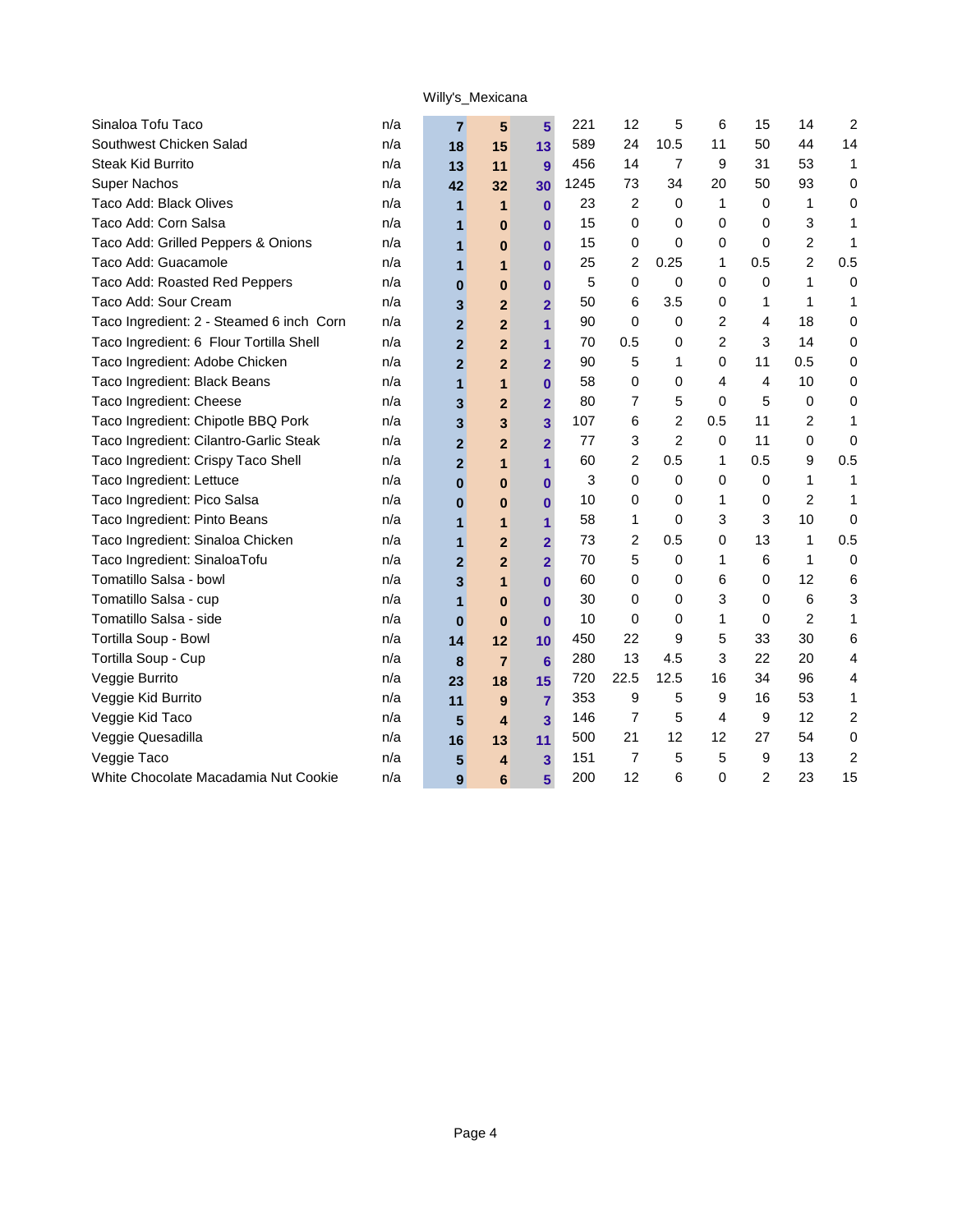Willy's_Mexicana

| | | | | | | | | | | | | |
|---|---|---|---|---|---|---|---|---|---|---|---|---|
| Sinaloa Tofu Taco | n/a | **7** | **5** | **5** | 221 | 12 | 5 | 6 | 15 | 14 | 2 |
| Southwest Chicken Salad | n/a | **18** | **15** | **13** | 589 | 24 | 10.5 | 11 | 50 | 44 | 14 |
| Steak Kid Burrito | n/a | **13** | **11** | **9** | 456 | 14 | 7 | 9 | 31 | 53 | 1 |
| Super Nachos | n/a | **42** | **32** | **30** | 1245 | 73 | 34 | 20 | 50 | 93 | 0 |
| Taco Add: Black Olives | n/a | **1** | **1** | **0** | 23 | 2 | 0 | 1 | 0 | 1 | 0 |
| Taco Add: Corn Salsa | n/a | **1** | **0** | **0** | 15 | 0 | 0 | 0 | 0 | 3 | 1 |
| Taco Add: Grilled Peppers & Onions | n/a | **1** | **0** | **0** | 15 | 0 | 0 | 0 | 0 | 2 | 1 |
| Taco Add: Guacamole | n/a | **1** | **1** | **0** | 25 | 2 | 0.25 | 1 | 0.5 | 2 | 0.5 |
| Taco Add: Roasted Red Peppers | n/a | **0** | **0** | **0** | 5 | 0 | 0 | 0 | 0 | 1 | 0 |
| Taco Add: Sour Cream | n/a | **3** | **2** | **2** | 50 | 6 | 3.5 | 0 | 1 | 1 | 1 |
| Taco Ingredient: 2 - Steamed 6 inch Corn | n/a | **2** | **2** | **1** | 90 | 0 | 0 | 2 | 4 | 18 | 0 |
| Taco Ingredient: 6 Flour Tortilla Shell | n/a | **2** | **2** | **1** | 70 | 0.5 | 0 | 2 | 3 | 14 | 0 |
| Taco Ingredient: Adobe Chicken | n/a | **2** | **2** | **2** | 90 | 5 | 1 | 0 | 11 | 0.5 | 0 |
| Taco Ingredient: Black Beans | n/a | **1** | **1** | **0** | 58 | 0 | 0 | 4 | 4 | 10 | 0 |
| Taco Ingredient: Cheese | n/a | **3** | **2** | **2** | 80 | 7 | 5 | 0 | 5 | 0 | 0 |
| Taco Ingredient: Chipotle BBQ Pork | n/a | **3** | **3** | **3** | 107 | 6 | 2 | 0.5 | 11 | 2 | 1 |
| Taco Ingredient: Cilantro-Garlic Steak | n/a | **2** | **2** | **2** | 77 | 3 | 2 | 0 | 11 | 0 | 0 |
| Taco Ingredient: Crispy Taco Shell | n/a | **2** | **1** | **1** | 60 | 2 | 0.5 | 1 | 0.5 | 9 | 0.5 |
| Taco Ingredient: Lettuce | n/a | **0** | **0** | **0** | 3 | 0 | 0 | 0 | 0 | 1 | 1 |
| Taco Ingredient: Pico Salsa | n/a | **0** | **0** | **0** | 10 | 0 | 0 | 1 | 0 | 2 | 1 |
| Taco Ingredient: Pinto Beans | n/a | **1** | **1** | **1** | 58 | 1 | 0 | 3 | 3 | 10 | 0 |
| Taco Ingredient: Sinaloa Chicken | n/a | **1** | **2** | **2** | 73 | 2 | 0.5 | 0 | 13 | 1 | 0.5 |
| Taco Ingredient: SinaloaTofu | n/a | **2** | **2** | **2** | 70 | 5 | 0 | 1 | 6 | 1 | 0 |
| Tomatillo Salsa - bowl | n/a | **3** | **1** | **0** | 60 | 0 | 0 | 6 | 0 | 12 | 6 |
| Tomatillo Salsa - cup | n/a | **1** | **0** | **0** | 30 | 0 | 0 | 3 | 0 | 6 | 3 |
| Tomatillo Salsa - side | n/a | **0** | **0** | **0** | 10 | 0 | 0 | 1 | 0 | 2 | 1 |
| Tortilla Soup - Bowl | n/a | **14** | **12** | **10** | 450 | 22 | 9 | 5 | 33 | 30 | 6 |
| Tortilla Soup - Cup | n/a | **8** | **7** | **6** | 280 | 13 | 4.5 | 3 | 22 | 20 | 4 |
| Veggie Burrito | n/a | **23** | **18** | **15** | 720 | 22.5 | 12.5 | 16 | 34 | 96 | 4 |
| Veggie Kid Burrito | n/a | **11** | **9** | **7** | 353 | 9 | 5 | 9 | 16 | 53 | 1 |
| Veggie Kid Taco | n/a | **5** | **4** | **3** | 146 | 7 | 5 | 4 | 9 | 12 | 2 |
| Veggie Quesadilla | n/a | **16** | **13** | **11** | 500 | 21 | 12 | 12 | 27 | 54 | 0 |
| Veggie Taco | n/a | **5** | **4** | **3** | 151 | 7 | 5 | 5 | 9 | 13 | 2 |
| White Chocolate Macadamia Nut Cookie | n/a | **9** | **6** | **5** | 200 | 12 | 6 | 0 | 2 | 23 | 15 |